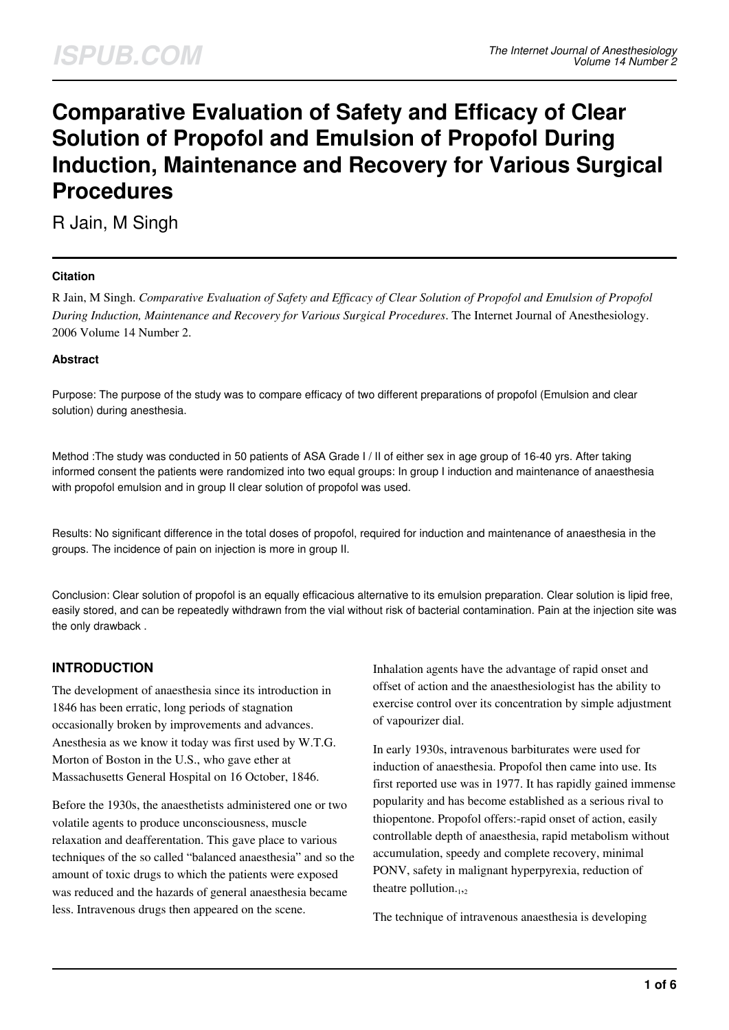# Comparative Evaluation of Safety and Efficacy of Clear Solution of Propofol and Emulsion of Propofol During Induction, Maintenance and Recovery for Various Surgical Procedures

R Jain, M Singh

## Citation

R Jain, M Singh. *Comparative Evaluation of Safety and Efficacy of Clear Solution of Propofol and Emulsion of Propofol During Induction, Maintenance and Recovery for Various Surgical Procedures*. The Internet Journal of Anesthesiology. 2006 Volume 14 Number 2.

## Abstract

Purpose: The purpose of the study was to compare efficacy of two different preparations of propofol (Emulsion and clear solution) during anesthesia.

Method :The study was conducted in 50 patients of ASA Grade I / II of either sex in age group of 16-40 yrs. After taking informed consent the patients were randomized into two equal groups: In group I induction and maintenance of anaesthesia with propofol emulsion and in group II clear solution of propofol was used.

Results: No significant difference in the total doses of propofol, required for induction and maintenance of anaesthesia in the groups. The incidence of pain on injection is more in group II.

Conclusion: Clear solution of propofol is an equally efficacious alternative to its emulsion preparation. Clear solution is lipid free, easily stored, and can be repeatedly withdrawn from the vial without risk of bacterial contamination. Pain at the injection site was the only drawback .

## INTRODUCTION

The development of anaesthesia since its introduction in 1846 has been erratic, long periods of stagnation occasionally broken by improvements and advances. Anesthesia as we know it today was first used by W.T.G. Morton of Boston in the U.S., who gave ether at Massachusetts General Hospital on 16 October, 1846.

Before the 1930s, the anaesthetists administered one or two volatile agents to produce unconsciousness, muscle relaxation and deafferentation. This gave place to various techniques of the so called "balanced anaesthesia" and so the amount of toxic drugs to which the patients were exposed was reduced and the hazards of general anaesthesia became less. Intravenous drugs then appeared on the scene.

Inhalation agents have the advantage of rapid onset and offset of action and the anaesthesiologist has the ability to exercise control over its concentration by simple adjustment of vapourizer dial.

In early 1930s, intravenous barbiturates were used for induction of anaesthesia. Propofol then came into use. Its first reported use was in 1977. It has rapidly gained immense popularity and has become established as a serious rival to thiopentone. Propofol offers:-rapid onset of action, easily controllable depth of anaesthesia, rapid metabolism without accumulation, speedy and complete recovery, minimal PONV, safety in malignant hyperpyrexia, reduction of theatre pollution.[1,2]

The technique of intravenous anaesthesia is developing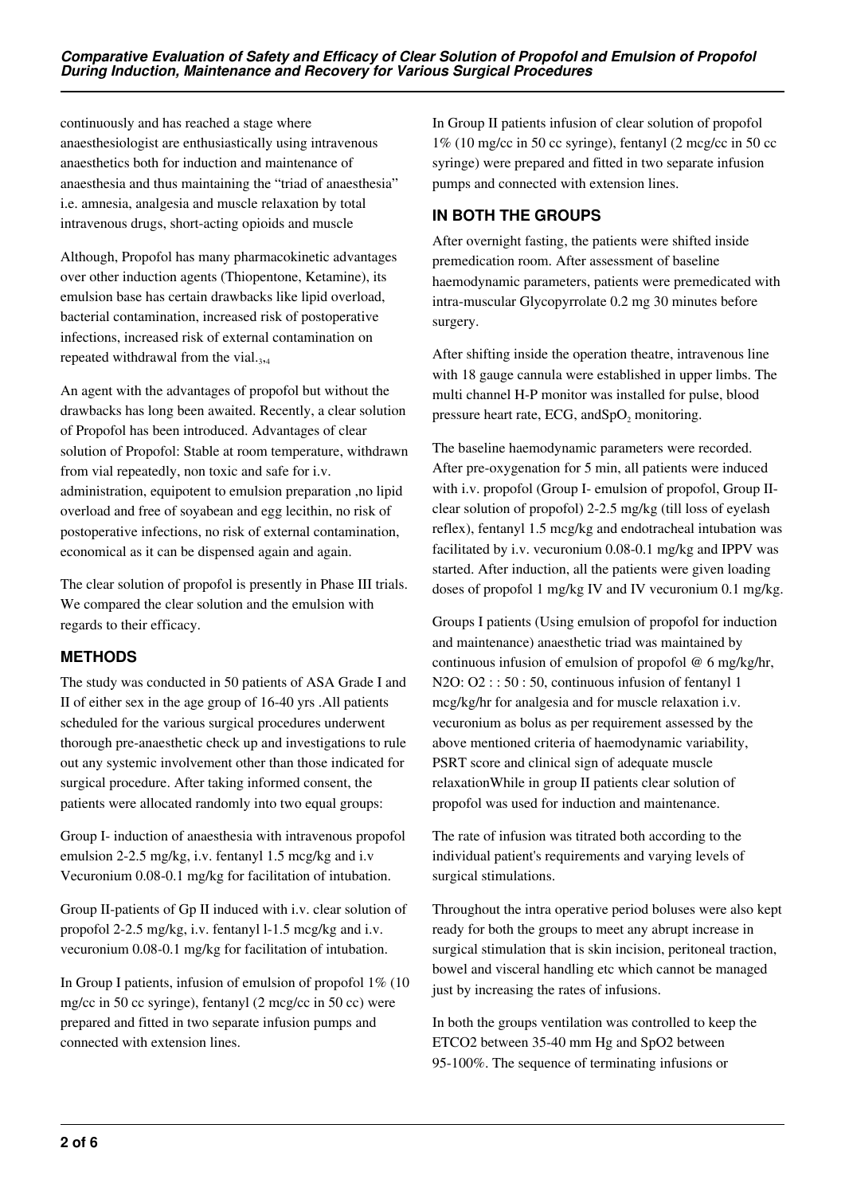continuously and has reached a stage where anaesthesiologist are enthusiastically using intravenous anaesthetics both for induction and maintenance of anaesthesia and thus maintaining the "triad of anaesthesia" i.e. amnesia, analgesia and muscle relaxation by total intravenous drugs, short-acting opioids and muscle

Although, Propofol has many pharmacokinetic advantages over other induction agents (Thiopentone, Ketamine), its emulsion base has certain drawbacks like lipid overload, bacterial contamination, increased risk of postoperative infections, increased risk of external contamination on repeated withdrawal from the vial.[3,4]

An agent with the advantages of propofol but without the drawbacks has long been awaited. Recently, a clear solution of Propofol has been introduced. Advantages of clear solution of Propofol: Stable at room temperature, withdrawn from vial repeatedly, non toxic and safe for i.v. administration, equipotent to emulsion preparation ,no lipid overload and free of soyabean and egg lecithin, no risk of postoperative infections, no risk of external contamination, economical as it can be dispensed again and again.

The clear solution of propofol is presently in Phase III trials. We compared the clear solution and the emulsion with regards to their efficacy.

## METHODS

The study was conducted in 50 patients of ASA Grade I and II of either sex in the age group of 16-40 yrs .All patients scheduled for the various surgical procedures underwent thorough pre-anaesthetic check up and investigations to rule out any systemic involvement other than those indicated for surgical procedure. After taking informed consent, the patients were allocated randomly into two equal groups:

Group I- induction of anaesthesia with intravenous propofol emulsion 2-2.5 mg/kg, i.v. fentanyl 1.5 mcg/kg and i.v Vecuronium 0.08-0.1 mg/kg for facilitation of intubation.

Group II-patients of Gp II induced with i.v. clear solution of propofol 2-2.5 mg/kg, i.v. fentanyl l-1.5 mcg/kg and i.v. vecuronium 0.08-0.1 mg/kg for facilitation of intubation.

In Group I patients, infusion of emulsion of propofol 1% (10 mg/cc in 50 cc syringe), fentanyl (2 mcg/cc in 50 cc) were prepared and fitted in two separate infusion pumps and connected with extension lines.

In Group II patients infusion of clear solution of propofol 1% (10 mg/cc in 50 cc syringe), fentanyl (2 mcg/cc in 50 cc syringe) were prepared and fitted in two separate infusion pumps and connected with extension lines.

## IN BOTH THE GROUPS

After overnight fasting, the patients were shifted inside premedication room. After assessment of baseline haemodynamic parameters, patients were premedicated with intra-muscular Glycopyrrolate 0.2 mg 30 minutes before surgery.

After shifting inside the operation theatre, intravenous line with 18 gauge cannula were established in upper limbs. The multi channel H-P monitor was installed for pulse, blood pressure heart rate, ECG, and$SpO_2$ monitoring.

The baseline haemodynamic parameters were recorded. After pre-oxygenation for 5 min, all patients were induced with i.v. propofol (Group I- emulsion of propofol, Group II-clear solution of propofol) 2-2.5 mg/kg (till loss of eyelash reflex), fentanyl 1.5 mcg/kg and endotracheal intubation was facilitated by i.v. vecuronium 0.08-0.1 mg/kg and IPPV was started. After induction, all the patients were given loading doses of propofol 1 mg/kg IV and IV vecuronium 0.1 mg/kg.

Groups I patients (Using emulsion of propofol for induction and maintenance) anaesthetic triad was maintained by continuous infusion of emulsion of propofol @ 6 mg/kg/hr, N2O: O2 : : 50 : 50, continuous infusion of fentanyl 1 mcg/kg/hr for analgesia and for muscle relaxation i.v. vecuronium as bolus as per requirement assessed by the above mentioned criteria of haemodynamic variability, PSRT score and clinical sign of adequate muscle relaxationWhile in group II patients clear solution of propofol was used for induction and maintenance.

The rate of infusion was titrated both according to the individual patient's requirements and varying levels of surgical stimulations.

Throughout the intra operative period boluses were also kept ready for both the groups to meet any abrupt increase in surgical stimulation that is skin incision, peritoneal traction, bowel and visceral handling etc which cannot be managed just by increasing the rates of infusions.

In both the groups ventilation was controlled to keep the ETCO2 between 35-40 mm Hg and SpO2 between 95-100%. The sequence of terminating infusions or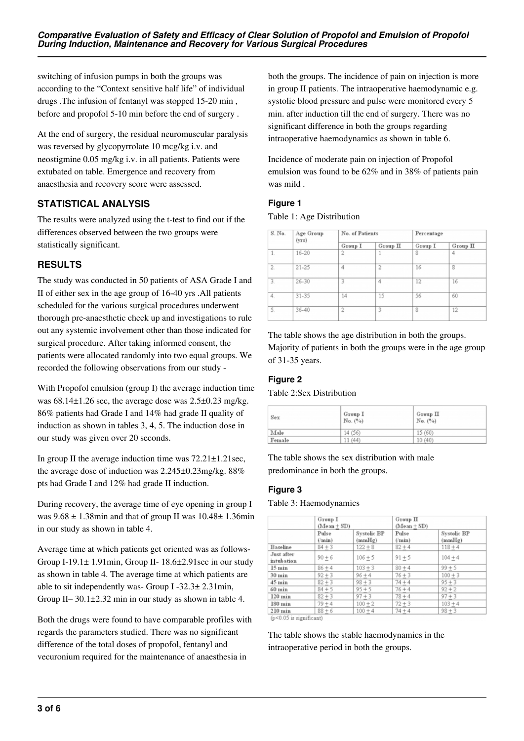switching of infusion pumps in both the groups was according to the "Context sensitive half life" of individual drugs .The infusion of fentanyl was stopped 15-20 min , before and propofol 5-10 min before the end of surgery .

At the end of surgery, the residual neuromuscular paralysis was reversed by glycopyrrolate 10 mcg/kg i.v. and neostigmine 0.05 mg/kg i.v. in all patients. Patients were extubated on table. Emergence and recovery from anaesthesia and recovery score were assessed.

## STATISTICAL ANALYSIS

The results were analyzed using the t-test to find out if the differences observed between the two groups were statistically significant.

## RESULTS

The study was conducted in 50 patients of ASA Grade I and II of either sex in the age group of 16-40 yrs .All patients scheduled for the various surgical procedures underwent thorough pre-anaesthetic check up and investigations to rule out any systemic involvement other than those indicated for surgical procedure. After taking informed consent, the patients were allocated randomly into two equal groups. We recorded the following observations from our study -

With Propofol emulsion (group I) the average induction time was 68.14±1.26 sec, the average dose was 2.5±0.23 mg/kg. 86% patients had Grade I and 14% had grade II quality of induction as shown in tables 3, 4, 5. The induction dose in our study was given over 20 seconds.

In group II the average induction time was 72.21±1.21sec, the average dose of induction was 2.245±0.23mg/kg. 88% pts had Grade I and 12% had grade II induction.

During recovery, the average time of eye opening in group I was 9.68 ± 1.38min and that of group II was 10.48± 1.36min in our study as shown in table 4.

Average time at which patients get oriented was as follows- Group I-19.1± 1.91min, Group II- 18.6±2.91sec in our study as shown in table 4. The average time at which patients are able to sit independently was- Group I -32.3± 2.31min, Group II– 30.1±2.32 min in our study as shown in table 4.

Both the drugs were found to have comparable profiles with regards the parameters studied. There was no significant difference of the total doses of propofol, fentanyl and vecuronium required for the maintenance of anaesthesia in both the groups. The incidence of pain on injection is more in group II patients. The intraoperative haemodynamic e.g. systolic blood pressure and pulse were monitored every 5 min. after induction till the end of surgery. There was no significant difference in both the groups regarding intraoperative haemodynamics as shown in table 6.

Incidence of moderate pain on injection of Propofol emulsion was found to be 62% and in 38% of patients pain was mild .

### Figure 1

Table 1: Age Distribution

| S. No. | Age Group (yrs) | No. of Patients | | Percentage | |
|---|---|---|---|---|---|
| | | Group I | Group II | Group I | Group II |
| 1. | 16-20 | 2 | 1 | 8 | 4 |
| 2. | 21-25 | 4 | 2 | 16 | 8 |
| 3. | 26-30 | 3 | 4 | 12 | 16 |
| 4. | 31-35 | 14 | 15 | 56 | 60 |
| 5. | 36-40 | 2 | 3 | 8 | 12 |

The table shows the age distribution in both the groups. Majority of patients in both the groups were in the age group of 31-35 years.

### Figure 2

Table 2:Sex Distribution

| Sex | Group I No. (%) | Group II No. (%) |
|---|---|---|
| Male | 14 (56) | 15 (60) |
| Female | 11 (44) | 10 (40) |

The table shows the sex distribution with male predominance in both the groups.

### Figure 3

Table 3: Haemodynamics

| | Group I (Mean ± SD) | | Group II (Mean ± SD) | |
|---|---|---|---|---|
| | Pulse (/min) | Systolic BP (mmHg) | Pulse (/min) | Systolic BP (mmHg) |
| Baseline | 84 ± 3 | 122 ± 8 | 82 ± 4 | 118 ± 4 |
| Just after intubation | 90 ± 6 | 106 ± 5 | 91 ± 5 | 104 ± 4 |
| 15 min | 86 ± 4 | 103 ± 3 | 80 ± 4 | 99 ± 5 |
| 30 min | 92 ± 3 | 96 ± 4 | 76 ± 3 | 100 ± 3 |
| 45 min | 82 ± 3 | 98 ± 3 | 74 ± 4 | 95 ± 3 |
| 60 min | 84 ± 5 | 95 ± 5 | 76 ± 4 | 92 ± 2 |
| 120 min | 82 ± 3 | 97 ± 3 | 78 ± 4 | 97 ± 3 |
| 180 min | 79 ± 4 | 100 ± 2 | 72 ± 3 | 103 ± 4 |
| 210 min | 88 ± 6 | 100 ± 4 | 74 ± 4 | 98 ± 3 |

($p<0.05$ is significant)

The table shows the stable haemodynamics in the intraoperative period in both the groups.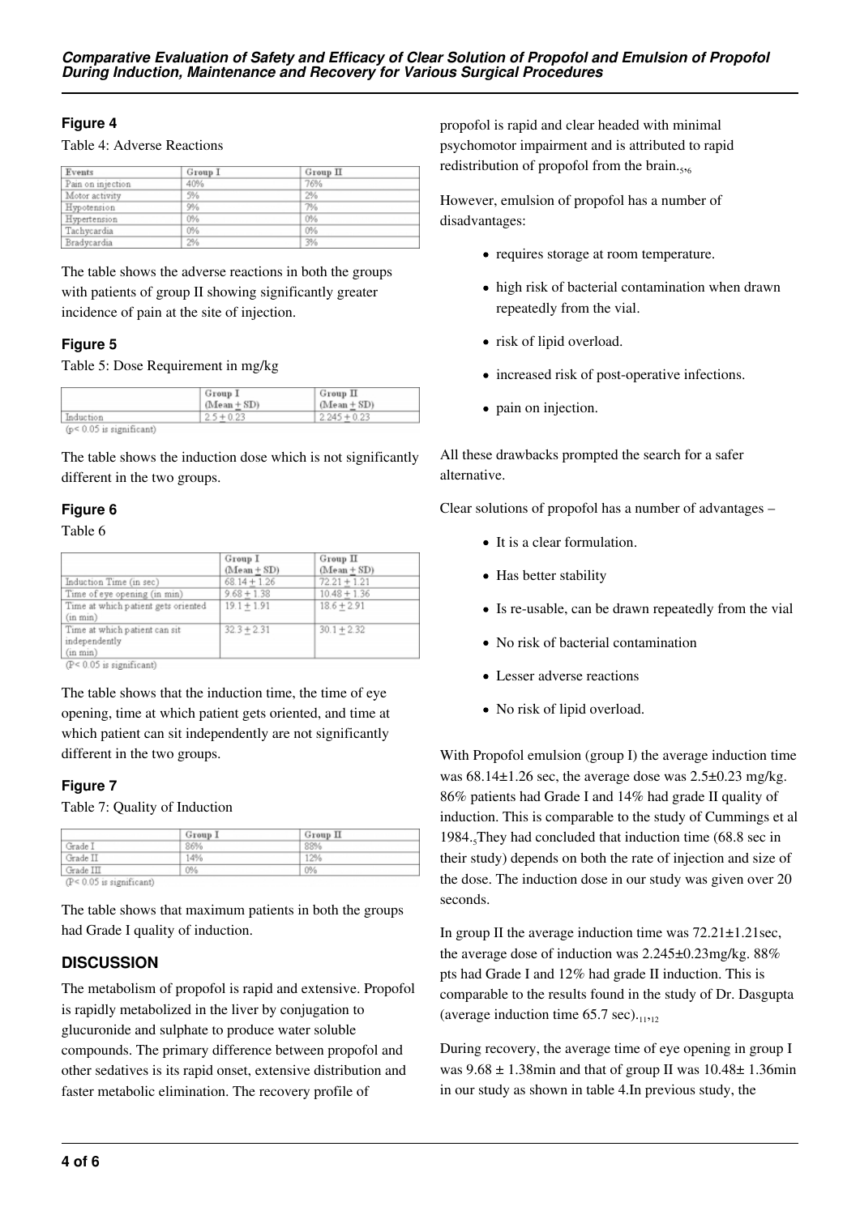### Figure 4

Table 4: Adverse Reactions

| Events | Group I | Group II |
|---|---|---|
| Pain on injection | 40% | 76% |
| Motor activity | 5% | 2% |
| Hypotension | 9% | 7% |
| Hypertension | 0% | 0% |
| Tachycardia | 0% | 0% |
| Bradycardia | 2% | 3% |

The table shows the adverse reactions in both the groups with patients of group II showing significantly greater incidence of pain at the site of injection.

### Figure 5

Table 5: Dose Requirement in mg/kg

| | Group I (Mean + SD) | Group II (Mean + SD) |
|---|---|---|
| Induction | 2.5 + 0.23 | 2.245 + 0.23 |

(p< 0.05 is significant)

The table shows the induction dose which is not significantly different in the two groups.

### Figure 6

Table 6

| | Group I (Mean + SD) | Group II (Mean + SD) |
|---|---|---|
| Induction Time (in sec) | 68.14 + 1.26 | 72.21 + 1.21 |
| Time of eye opening (in min) | 9.68 + 1.38 | 10.48 + 1.36 |
| Time at which patient gets oriented (in min) | 19.1 + 1.91 | 18.6 + 2.91 |
| Time at which patient can sit independently (in min) | 32.3 + 2.31 | 30.1 + 2.32 |

(P< 0.05 is significant)

The table shows that the induction time, the time of eye opening, time at which patient gets oriented, and time at which patient can sit independently are not significantly different in the two groups.

### Figure 7

Table 7: Quality of Induction

| | Group I | Group II |
|---|---|---|
| Grade I | 86% | 88% |
| Grade II | 14% | 12% |
| Grade III | 0% | 0% |

(P< 0.05 is significant)

The table shows that maximum patients in both the groups had Grade I quality of induction.

## DISCUSSION

The metabolism of propofol is rapid and extensive. Propofol is rapidly metabolized in the liver by conjugation to glucuronide and sulphate to produce water soluble compounds. The primary difference between propofol and other sedatives is its rapid onset, extensive distribution and faster metabolic elimination. The recovery profile of propofol is rapid and clear headed with minimal psychomotor impairment and is attributed to rapid redistribution of propofol from the brain.[5,6]

However, emulsion of propofol has a number of disadvantages:

- requires storage at room temperature.
- high risk of bacterial contamination when drawn repeatedly from the vial.
- risk of lipid overload.
- increased risk of post-operative infections.
- pain on injection.

All these drawbacks prompted the search for a safer alternative.

Clear solutions of propofol has a number of advantages –

- It is a clear formulation.
- Has better stability
- Is re-usable, can be drawn repeatedly from the vial
- No risk of bacterial contamination
- Lesser adverse reactions
- No risk of lipid overload.

With Propofol emulsion (group I) the average induction time was 68.14±1.26 sec, the average dose was 2.5±0.23 mg/kg. 86% patients had Grade I and 14% had grade II quality of induction. This is comparable to the study of Cummings et al 1984.[5]They had concluded that induction time (68.8 sec in their study) depends on both the rate of injection and size of the dose. The induction dose in our study was given over 20 seconds.

In group II the average induction time was 72.21±1.21sec, the average dose of induction was 2.245±0.23mg/kg. 88% pts had Grade I and 12% had grade II induction. This is comparable to the results found in the study of Dr. Dasgupta (average induction time 65.7 sec).[11,12]

During recovery, the average time of eye opening in group I was 9.68 ± 1.38min and that of group II was 10.48± 1.36min in our study as shown in table 4.In previous study, the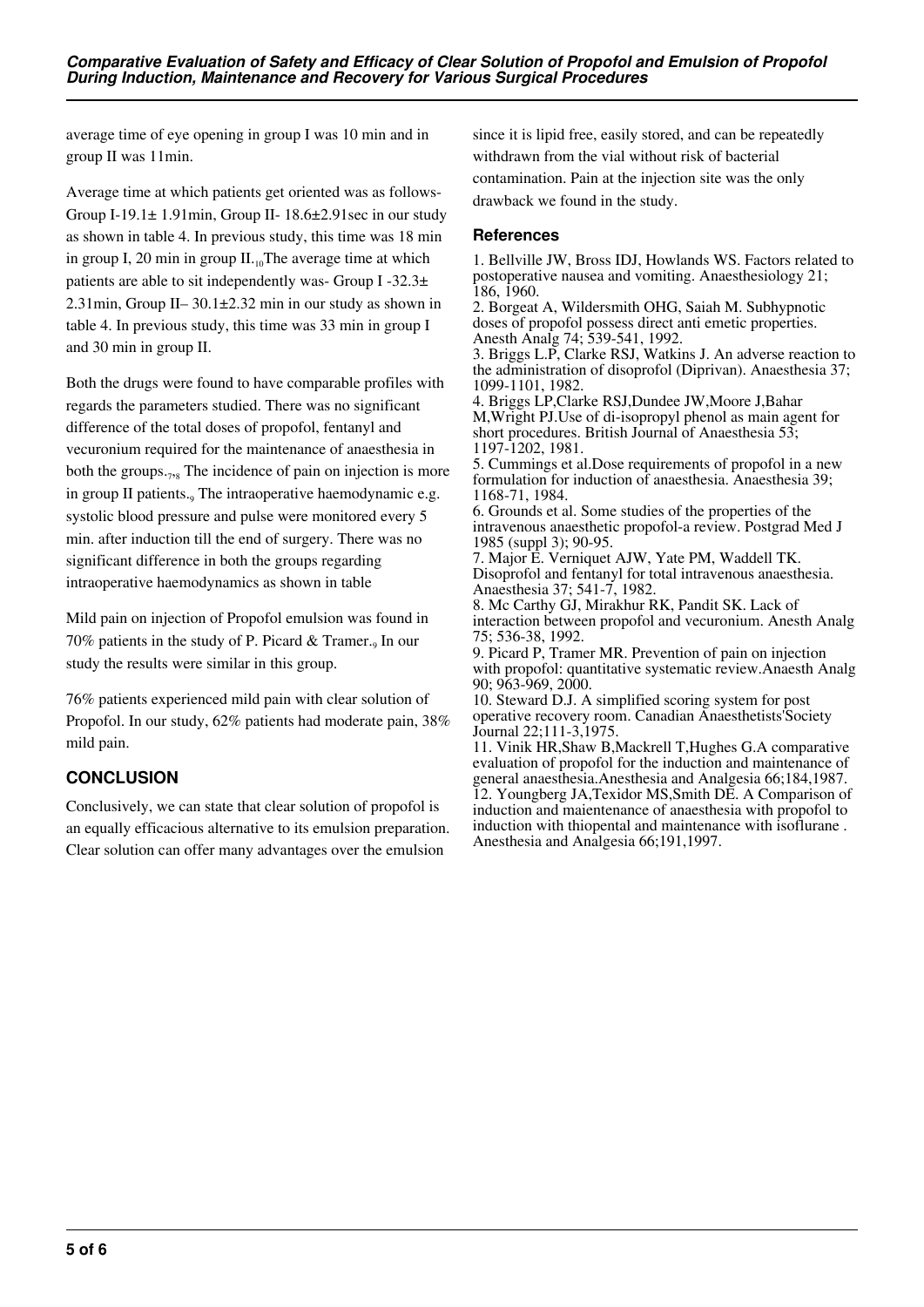average time of eye opening in group I was 10 min and in group II was 11min.

Average time at which patients get oriented was as follows- Group I-19.1± 1.91min, Group II- 18.6±2.91sec in our study as shown in table 4. In previous study, this time was 18 min in group I, 20 min in group II.[10]The average time at which patients are able to sit independently was- Group I -32.3± 2.31min, Group II– 30.1±2.32 min in our study as shown in table 4. In previous study, this time was 33 min in group I and 30 min in group II.

Both the drugs were found to have comparable profiles with regards the parameters studied. There was no significant difference of the total doses of propofol, fentanyl and vecuronium required for the maintenance of anaesthesia in both the groups.[7,8] The incidence of pain on injection is more in group II patients.[9] The intraoperative haemodynamic e.g. systolic blood pressure and pulse were monitored every 5 min. after induction till the end of surgery. There was no significant difference in both the groups regarding intraoperative haemodynamics as shown in table

Mild pain on injection of Propofol emulsion was found in 70% patients in the study of P. Picard & Tramer.[9] In our study the results were similar in this group.

76% patients experienced mild pain with clear solution of Propofol. In our study, 62% patients had moderate pain, 38% mild pain.

## CONCLUSION

Conclusively, we can state that clear solution of propofol is an equally efficacious alternative to its emulsion preparation. Clear solution can offer many advantages over the emulsion since it is lipid free, easily stored, and can be repeatedly withdrawn from the vial without risk of bacterial contamination. Pain at the injection site was the only drawback we found in the study.

## References

1. Bellville JW, Bross IDJ, Howlands WS. Factors related to postoperative nausea and vomiting. Anaesthesiology 21; 186, 1960.
2. Borgeat A, Wildersmith OHG, Saiah M. Subhypnotic doses of propofol possess direct anti emetic properties. Anesth Analg 74; 539-541, 1992.
3. Briggs L.P, Clarke RSJ, Watkins J. An adverse reaction to the administration of disoprofol (Diprivan). Anaesthesia 37; 1099-1101, 1982.
4. Briggs LP,Clarke RSJ,Dundee JW,Moore J,Bahar M,Wright PJ.Use of di-isopropyl phenol as main agent for short procedures. British Journal of Anaesthesia 53; 1197-1202, 1981.
5. Cummings et al.Dose requirements of propofol in a new formulation for induction of anaesthesia. Anaesthesia 39; 1168-71, 1984.
6. Grounds et al. Some studies of the properties of the intravenous anaesthetic propofol-a review. Postgrad Med J 1985 (suppl 3); 90-95.
7. Major E. Verniquet AJW, Yate PM, Waddell TK. Disoprofol and fentanyl for total intravenous anaesthesia. Anaesthesia 37; 541-7, 1982.
8. Mc Carthy GJ, Mirakhur RK, Pandit SK. Lack of interaction between propofol and vecuronium. Anesth Analg 75; 536-38, 1992.
9. Picard P, Tramer MR. Prevention of pain on injection with propofol: quantitative systematic review.Anaesth Analg 90; 963-969, 2000.
10. Steward D.J. A simplified scoring system for post operative recovery room. Canadian Anaesthetists'Society Journal 22;111-3,1975.
11. Vinik HR,Shaw B,Mackrell T,Hughes G.A comparative evaluation of propofol for the induction and maintenance of general anaesthesia.Anesthesia and Analgesia 66;184,1987.
12. Youngberg JA,Texidor MS,Smith DE. A Comparison of induction and maientenance of anaesthesia with propofol to induction with thiopental and maintenance with isoflurane . Anesthesia and Analgesia 66;191,1997.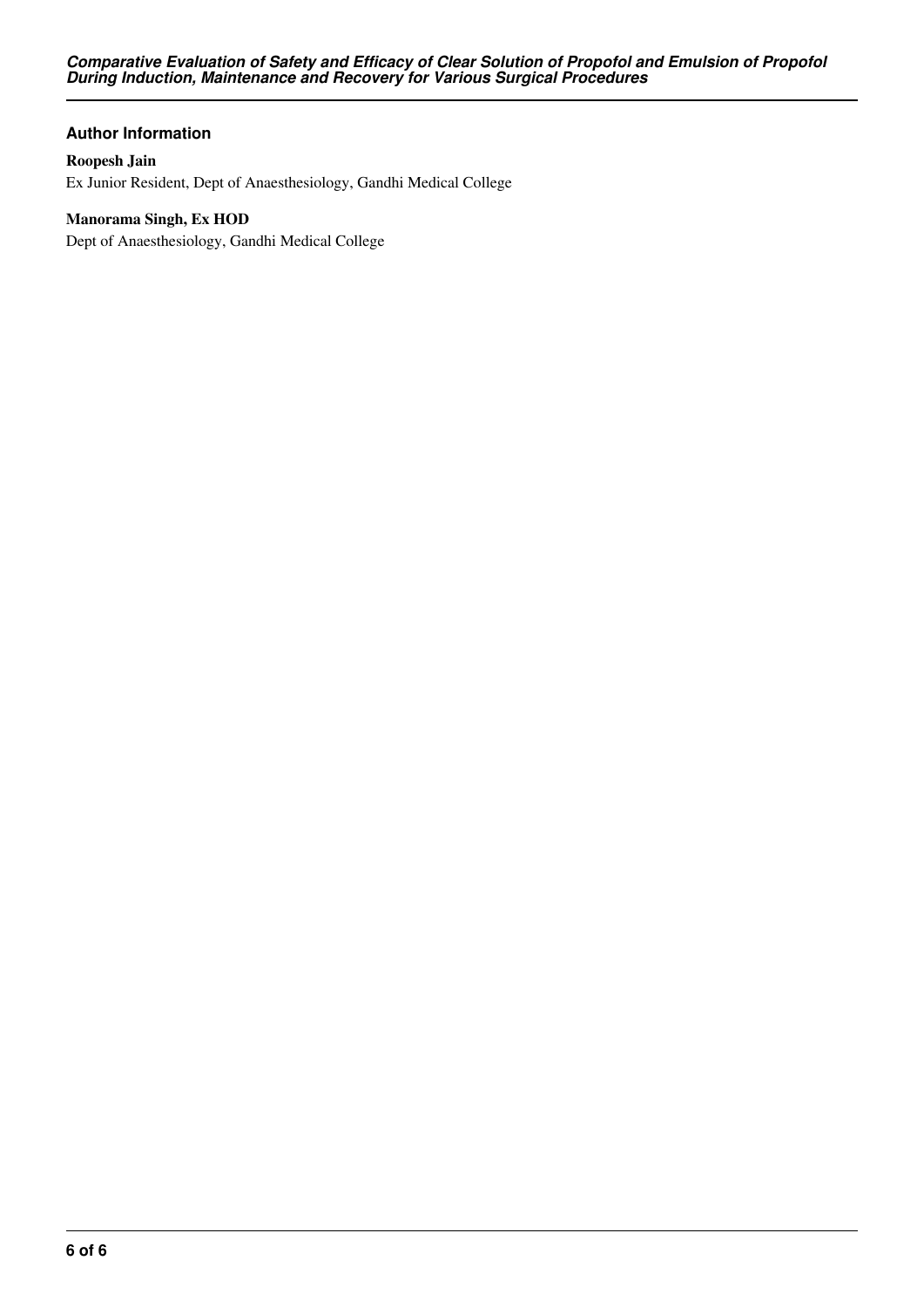### Author Information

**Roopesh Jain**
Ex Junior Resident, Dept of Anaesthesiology, Gandhi Medical College

**Manorama Singh, Ex HOD**
Dept of Anaesthesiology, Gandhi Medical College